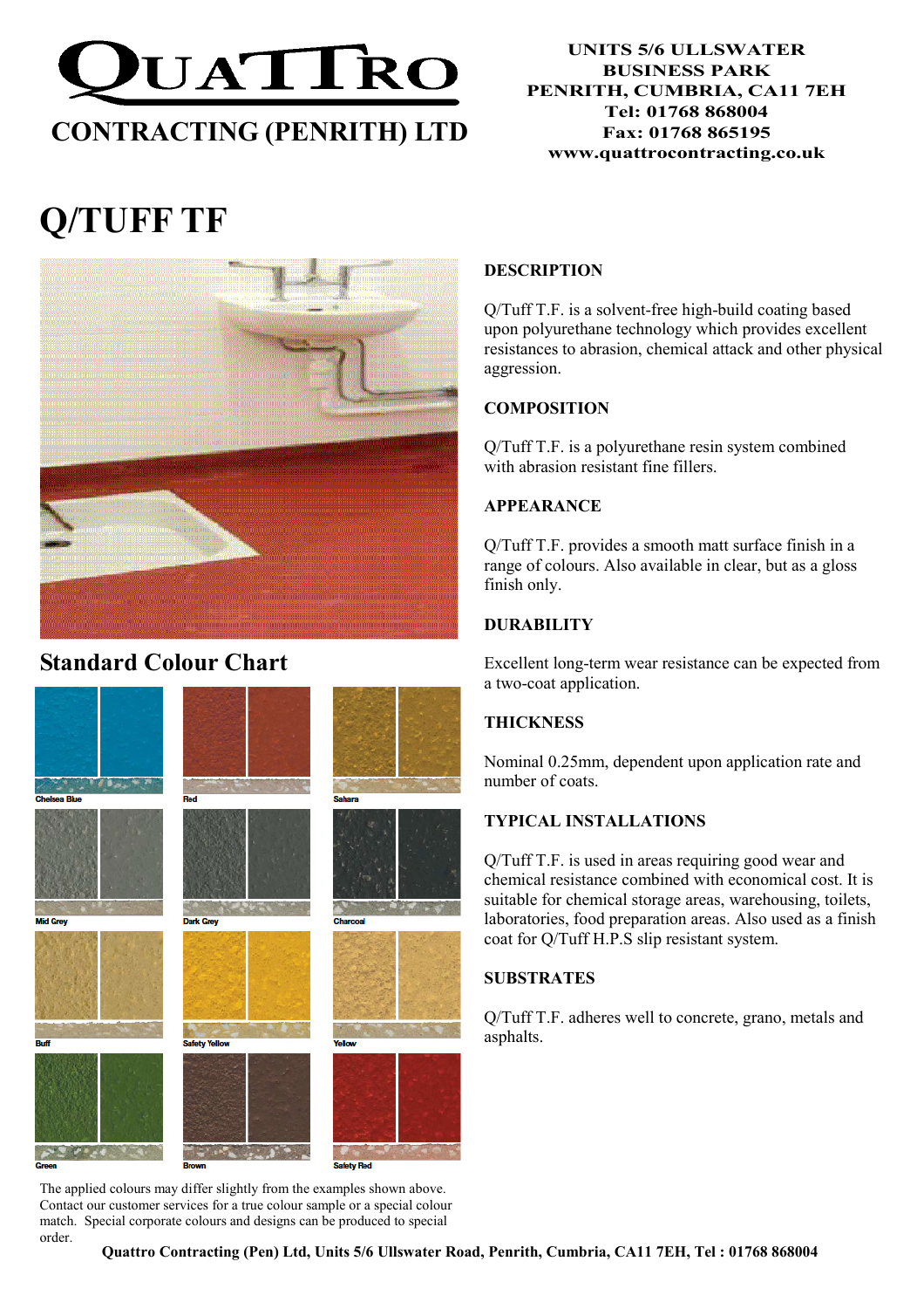# QUATTRO CONTRACTING (PENRITH) LTD

**UNITS 5/6 ULLSWATER BUSINESS PARK**
**PENRITH, CUMBRIA, CA11 7EH**
**Tel: 01768 868004**
**Fax: 01768 865195**
**www.quattrocontracting.co.uk**

# Q/TUFF TF

## DESCRIPTION

Q/Tuff T.F. is a solvent-free high-build coating based upon polyurethane technology which provides excellent resistances to abrasion, chemical attack and other physical aggression.

## COMPOSITION

Q/Tuff T.F. is a polyurethane resin system combined with abrasion resistant fine fillers.

## APPEARANCE

Q/Tuff T.F. provides a smooth matt surface finish in a range of colours. Also available in clear, but as a gloss finish only.

## DURABILITY

Excellent long-term wear resistance can be expected from a two-coat application.

## THICKNESS

Nominal 0.25mm, dependent upon application rate and number of coats.

## TYPICAL INSTALLATIONS

Q/Tuff T.F. is used in areas requiring good wear and chemical resistance combined with economical cost. It is suitable for chemical storage areas, warehousing, toilets, laboratories, food preparation areas. Also used as a finish coat for Q/Tuff H.P.S slip resistant system.

## SUBSTRATES

Q/Tuff T.F. adheres well to concrete, grano, metals and asphalts.

## Standard Colour Chart

Chelsea Blue
Red
Sahara
Mid Grey
Dark Grey
Charcoal
Buff
Safety Yellow
Yellow
Green
Brown
Safety Red

The applied colours may differ slightly from the examples shown above. Contact our customer services for a true colour sample or a special colour match. Special corporate colours and designs can be produced to special order.

**Quattro Contracting (Pen) Ltd, Units 5/6 Ullswater Road, Penrith, Cumbria, CA11 7EH, Tel : 01768 868004**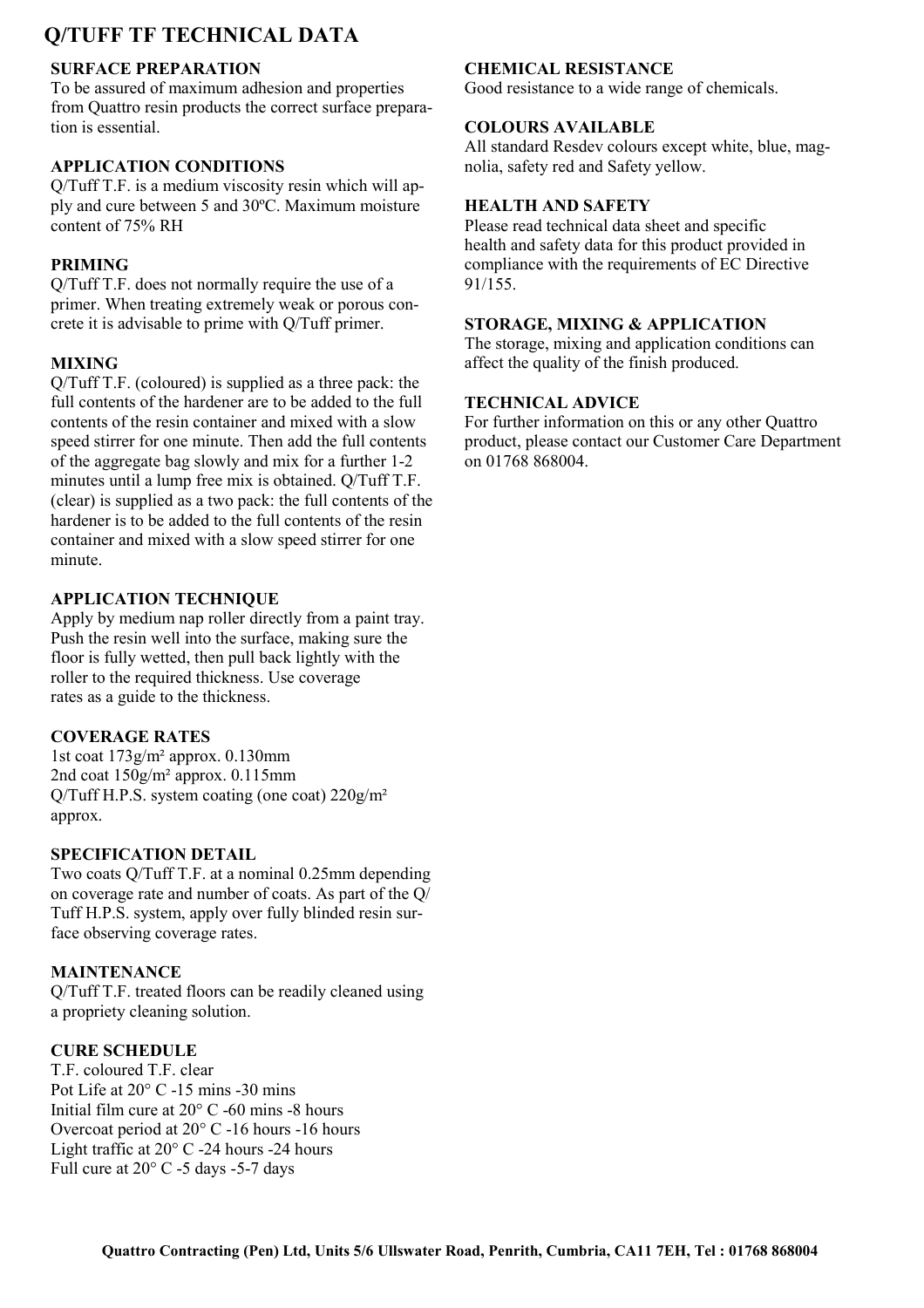# Q/TUFF TF TECHNICAL DATA

### SURFACE PREPARATION

To be assured of maximum adhesion and properties from Quattro resin products the correct surface preparation is essential.

### APPLICATION CONDITIONS

Q/Tuff T.F. is a medium viscosity resin which will apply and cure between 5 and 30ºC. Maximum moisture content of 75% RH

### PRIMING

Q/Tuff T.F. does not normally require the use of a primer. When treating extremely weak or porous concrete it is advisable to prime with Q/Tuff primer.

### MIXING

Q/Tuff T.F. (coloured) is supplied as a three pack: the full contents of the hardener are to be added to the full contents of the resin container and mixed with a slow speed stirrer for one minute. Then add the full contents of the aggregate bag slowly and mix for a further 1-2 minutes until a lump free mix is obtained. Q/Tuff T.F. (clear) is supplied as a two pack: the full contents of the hardener is to be added to the full contents of the resin container and mixed with a slow speed stirrer for one minute.

### APPLICATION TECHNIQUE

Apply by medium nap roller directly from a paint tray. Push the resin well into the surface, making sure the floor is fully wetted, then pull back lightly with the roller to the required thickness. Use coverage rates as a guide to the thickness.

### COVERAGE RATES

1st coat 173g/m² approx. 0.130mm
2nd coat 150g/m² approx. 0.115mm
Q/Tuff H.P.S. system coating (one coat) 220g/m² approx.

### SPECIFICATION DETAIL

Two coats Q/Tuff T.F. at a nominal 0.25mm depending on coverage rate and number of coats. As part of the Q/Tuff H.P.S. system, apply over fully blinded resin surface observing coverage rates.

### MAINTENANCE

Q/Tuff T.F. treated floors can be readily cleaned using a propriety cleaning solution.

### CURE SCHEDULE

T.F. coloured T.F. clear
Pot Life at 20° C -15 mins -30 mins
Initial film cure at 20° C -60 mins -8 hours
Overcoat period at 20° C -16 hours -16 hours
Light traffic at 20° C -24 hours -24 hours
Full cure at 20° C -5 days -5-7 days

### CHEMICAL RESISTANCE

Good resistance to a wide range of chemicals.

### COLOURS AVAILABLE

All standard Resdev colours except white, blue, magnolia, safety red and Safety yellow.

### HEALTH AND SAFETY

Please read technical data sheet and specific health and safety data for this product provided in compliance with the requirements of EC Directive 91/155.

### STORAGE, MIXING & APPLICATION

The storage, mixing and application conditions can affect the quality of the finish produced.

### TECHNICAL ADVICE

For further information on this or any other Quattro product, please contact our Customer Care Department on 01768 868004.

**Quattro Contracting (Pen) Ltd, Units 5/6 Ullswater Road, Penrith, Cumbria, CA11 7EH, Tel : 01768 868004**